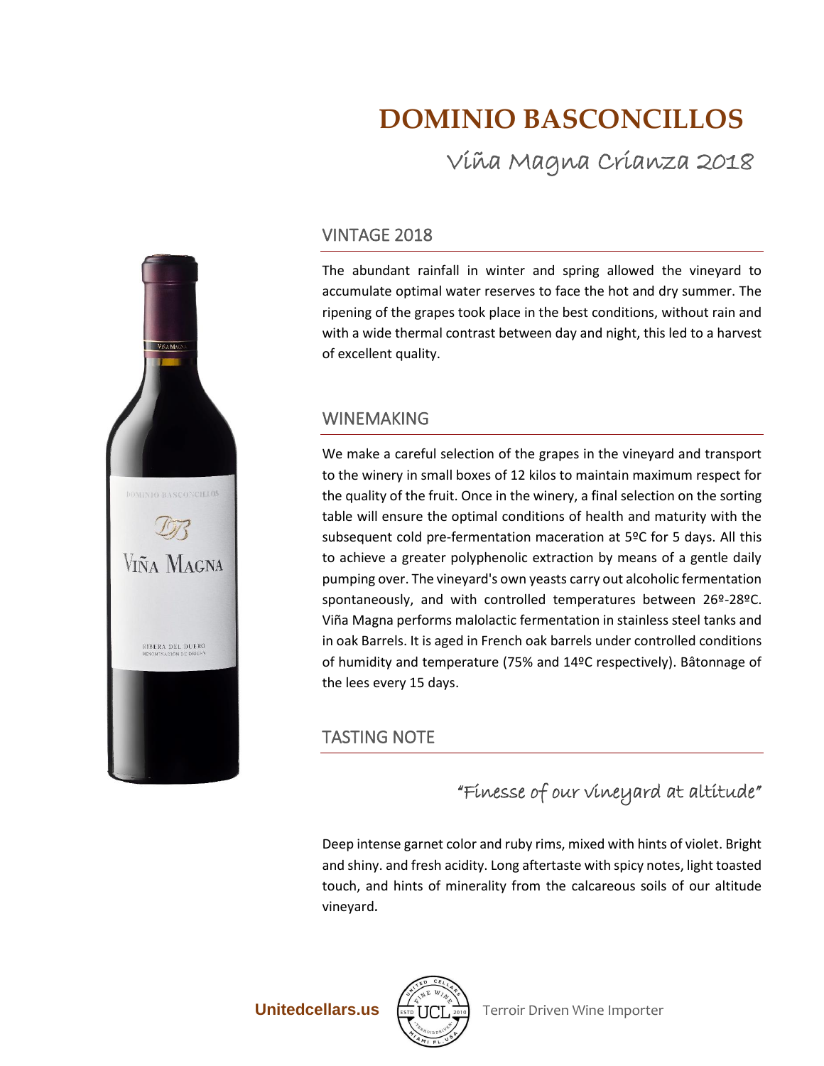# DOMINIO BASCONCILLOS

## Viña Magna Crianza 2018

### VINTAGE 2018

The abundant rainfall in winter and spring allowed the vineyard to accumulate optimal water reserves to face the hot and dry summer. The ripening of the grapes took place in the best conditions, without rain and with a wide thermal contrast between day and night, this led to a harvest of excellent quality.

### WINEMAKING

We make a careful selection of the grapes in the vineyard and transport to the winery in small boxes of 12 kilos to maintain maximum respect for the quality of the fruit. Once in the winery, a final selection on the sorting table will ensure the optimal conditions of health and maturity with the subsequent cold pre-fermentation maceration at 5ºC for 5 days. All this to achieve a greater polyphenolic extraction by means of a gentle daily pumping over. The vineyard's own yeasts carry out alcoholic fermentation spontaneously, and with controlled temperatures between 26º-28ºC. Viña Magna performs malolactic fermentation in stainless steel tanks and in oak Barrels. It is aged in French oak barrels under controlled conditions of humidity and temperature (75% and 14ºC respectively). Bâtonnage of the lees every 15 days.

### TASTING NOTE

*"Finesse of our vineyard at altitude"*

Deep intense garnet color and ruby rims, mixed with hints of violet. Bright and shiny. and fresh acidity. Long aftertaste with spicy notes, light toasted touch, and hints of minerality from the calcareous soils of our altitude vineyard.

**Unitedcellars.us** Terroir Driven Wine Importer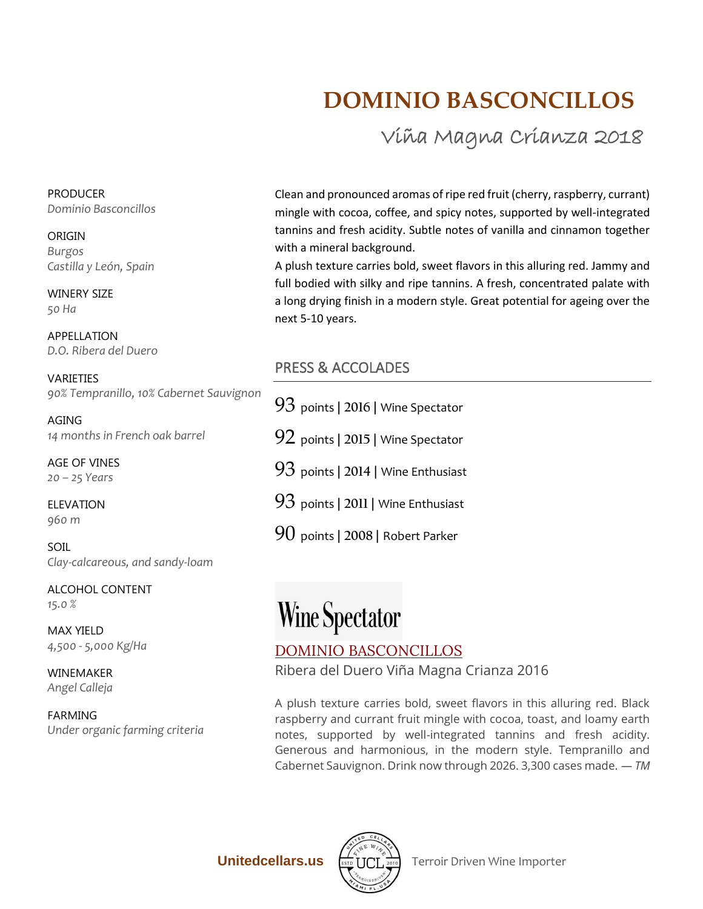# DOMINIO BASCONCILLOS

## Viña Magna Crianza 2018

PRODUCER
*Dominio Basconcillos*

ORIGIN
*Burgos*
*Castilla y León, Spain*

WINERY SIZE
*50 Ha*

APPELLATION
*D.O. Ribera del Duero*

VARIETIES
*90% Tempranillo, 10% Cabernet Sauvignon*

AGING
*14 months in French oak barrel*

AGE OF VINES
*20 – 25 Years*

ELEVATION
*960 m*

SOIL
*Clay-calcareous, and sandy-loam*

ALCOHOL CONTENT
*15.0 %*

MAX YIELD
*4,500 - 5,000 Kg/Ha*

WINEMAKER
*Angel Calleja*

FARMING
*Under organic farming criteria*

Clean and pronounced aromas of ripe red fruit (cherry, raspberry, currant) mingle with cocoa, coffee, and spicy notes, supported by well-integrated tannins and fresh acidity. Subtle notes of vanilla and cinnamon together with a mineral background.
A plush texture carries bold, sweet flavors in this alluring red. Jammy and full bodied with silky and ripe tannins. A fresh, concentrated palate with a long drying finish in a modern style. Great potential for ageing over the next 5-10 years.

### PRESS & ACCOLADES

93 points | 2016 | Wine Spectator

92 points | 2015 | Wine Spectator

93 points | 2014 | Wine Enthusiast

93 points | 2011 | Wine Enthusiast

90 points | 2008 | Robert Parker

Wine Spectator

DOMINIO BASCONCILLOS

Ribera del Duero Viña Magna Crianza 2016

A plush texture carries bold, sweet flavors in this alluring red. Black raspberry and currant fruit mingle with cocoa, toast, and loamy earth notes, supported by well-integrated tannins and fresh acidity. Generous and harmonious, in the modern style. Tempranillo and Cabernet Sauvignon. Drink now through 2026. 3,300 cases made. — *TM*

**Unitedcellars.us** Terroir Driven Wine Importer